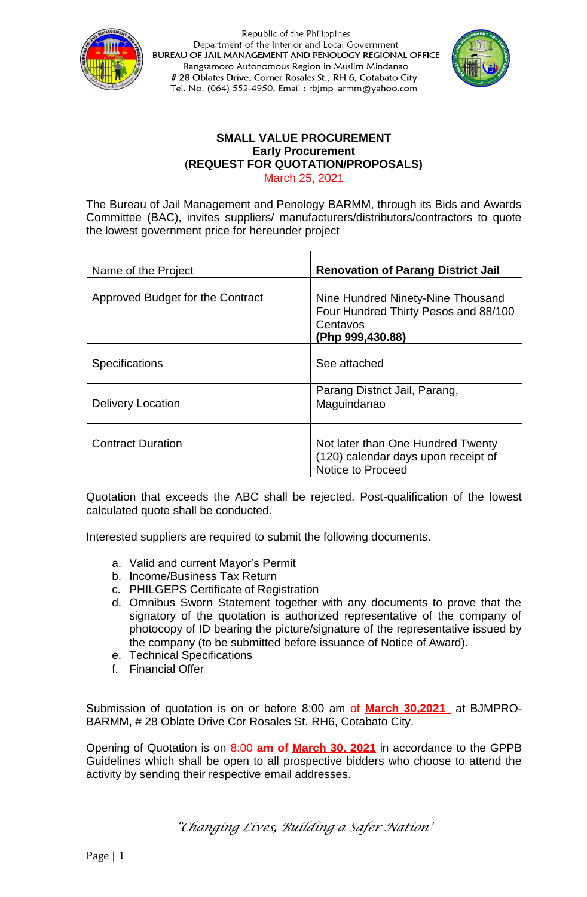Republic of the Philippines
Department of the Interior and Local Government
**BUREAU OF JAIL MANAGEMENT AND PENOLOGY REGIONAL OFFICE**
Bangsamoro Autonomous Region in Muslim Mindanao
**# 28 Oblates Drive, Corner Rosales St., RH 6, Cotabato City**
Tel. No. (064) 552-4950, Email : rbjmp_armm@yahoo.com

**SMALL VALUE PROCUREMENT**
**Early Procurement**
(**REQUEST FOR QUOTATION/PROPOSALS)**
March 25, 2021

The Bureau of Jail Management and Penology BARMM, through its Bids and Awards Committee (BAC), invites suppliers/ manufacturers/distributors/contractors to quote the lowest government price for hereunder project

| Name of the Project | **Renovation of Parang District Jail** |
|---|---|
| Approved Budget for the Contract | Nine Hundred Ninety-Nine Thousand Four Hundred Thirty Pesos and 88/100 Centavos **(Php 999,430.88)** |
| Specifications | See attached |
| Delivery Location | Parang District Jail, Parang, Maguindanao |
| Contract Duration | Not later than One Hundred Twenty (120) calendar days upon receipt of Notice to Proceed |

Quotation that exceeds the ABC shall be rejected. Post-qualification of the lowest calculated quote shall be conducted.

Interested suppliers are required to submit the following documents.

a. Valid and current Mayor's Permit
b. Income/Business Tax Return
c. PHILGEPS Certificate of Registration
d. Omnibus Sworn Statement together with any documents to prove that the signatory of the quotation is authorized representative of the company of photocopy of ID bearing the picture/signature of the representative issued by the company (to be submitted before issuance of Notice of Award).
e. Technical Specifications
f. Financial Offer

Submission of quotation is on or before 8:00 am of **March 30,2021** at BJMPRO-BARMM, # 28 Oblate Drive Cor Rosales St. RH6, Cotabato City.

Opening of Quotation is on 8:00 **am of March 30, 2021** in accordance to the GPPB Guidelines which shall be open to all prospective bidders who choose to attend the activity by sending their respective email addresses.

*"Changing Lives, Building a Safer Nation'*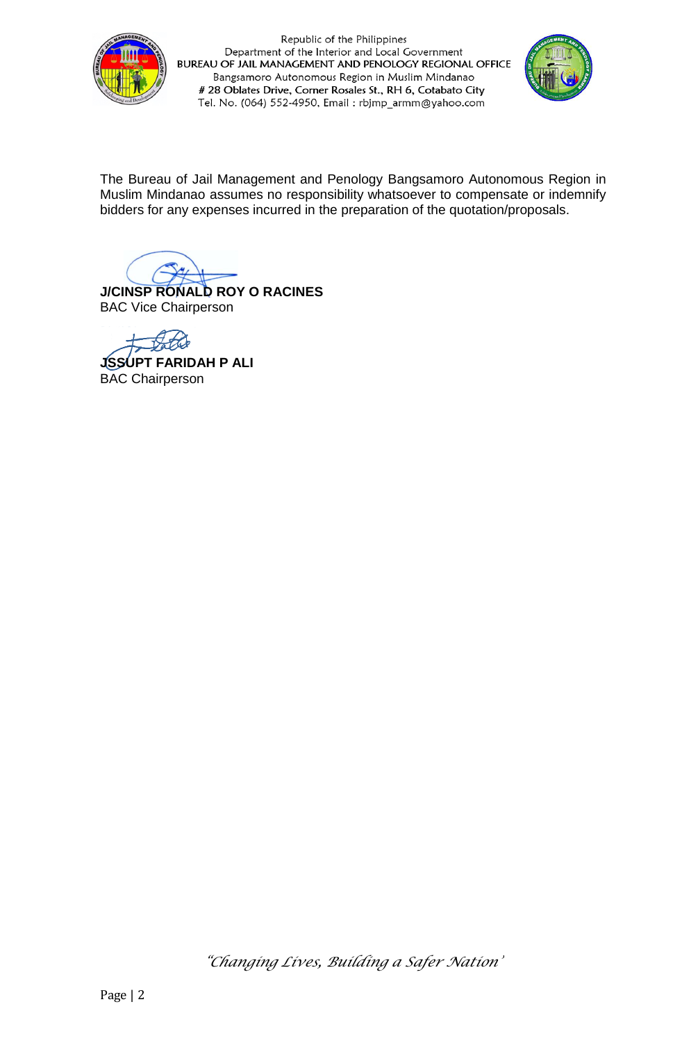The Bureau of Jail Management and Penology Bangsamoro Autonomous Region in Muslim Mindanao assumes no responsibility whatsoever to compensate or indemnify bidders for any expenses incurred in the preparation of the quotation/proposals.

**J/CINSP RONALD ROY O RACINES**
BAC Vice Chairperson

**JSSUPT FARIDAH P ALI**
BAC Chairperson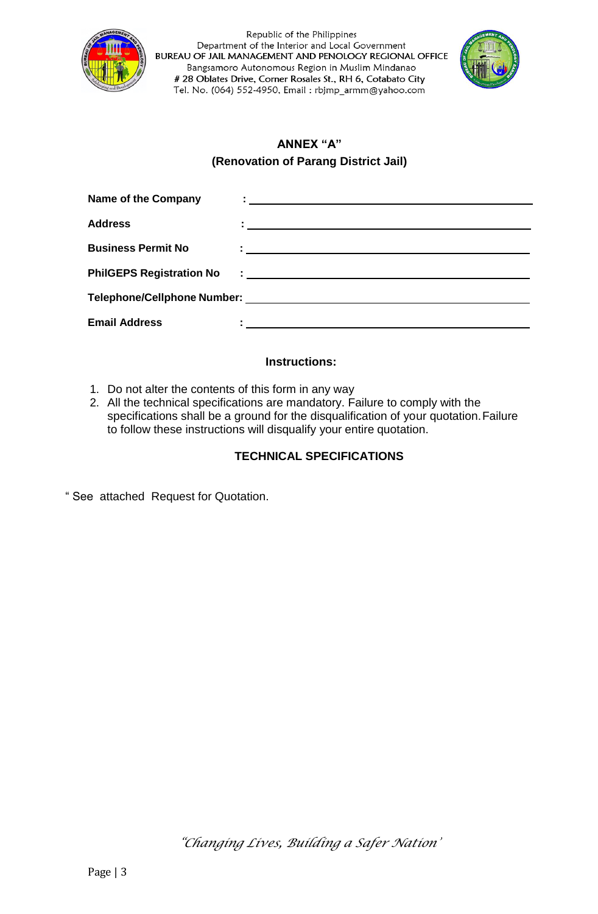Republic of the Philippines
Department of the Interior and Local Government
BUREAU OF JAIL MANAGEMENT AND PENOLOGY REGIONAL OFFICE
Bangsamoro Autonomous Region in Muslim Mindanao
# 28 Oblates Drive, Corner Rosales St., RH 6, Cotabato City
Tel. No. (064) 552-4950, Email : rbjmp_armm@yahoo.com

## ANNEX "A"
## (Renovation of Parang District Jail)

**Name of the Company** : ______________________________

**Address** : ______________________________

**Business Permit No** : ______________________________

**PhilGEPS Registration No** : ______________________________

**Telephone/Cellphone Number:** ______________________________

**Email Address** : ______________________________

### Instructions:

1. Do not alter the contents of this form in any way
2. All the technical specifications are mandatory. Failure to comply with the specifications shall be a ground for the disqualification of your quotation. Failure to follow these instructions will disqualify your entire quotation.

### TECHNICAL SPECIFICATIONS

" See attached Request for Quotation.

*"Changing Lives, Building a Safer Nation'*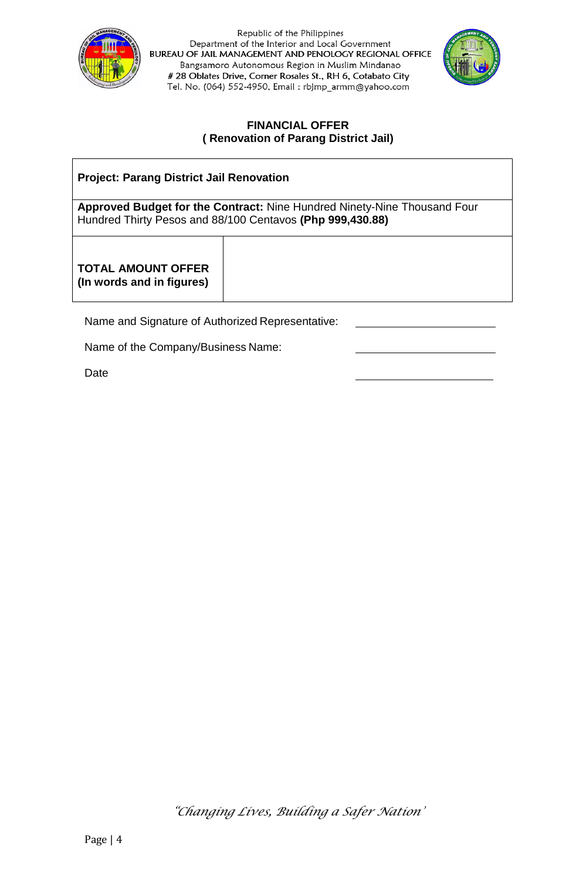Republic of the Philippines
Department of the Interior and Local Government
BUREAU OF JAIL MANAGEMENT AND PENOLOGY REGIONAL OFFICE
Bangsamoro Autonomous Region in Muslim Mindanao
# 28 Oblates Drive, Corner Rosales St., RH 6, Cotabato City
Tel. No. (064) 552-4950, Email : rbjmp_armm@yahoo.com

## FINANCIAL OFFER
## ( Renovation of Parang District Jail)

| | |
|---|---|
| **Project: Parang District Jail Renovation** | |
| **Approved Budget for the Contract:** Nine Hundred Ninety-Nine Thousand Four Hundred Thirty Pesos and 88/100 Centavos **(Php 999,430.88)** | |
| **TOTAL AMOUNT OFFER (In words and in figures)** | |

Name and Signature of Authorized Representative: ______________________

Name of the Company/Business Name: ______________________

Date ______________________

*"Changing Lives, Building a Safer Nation'*